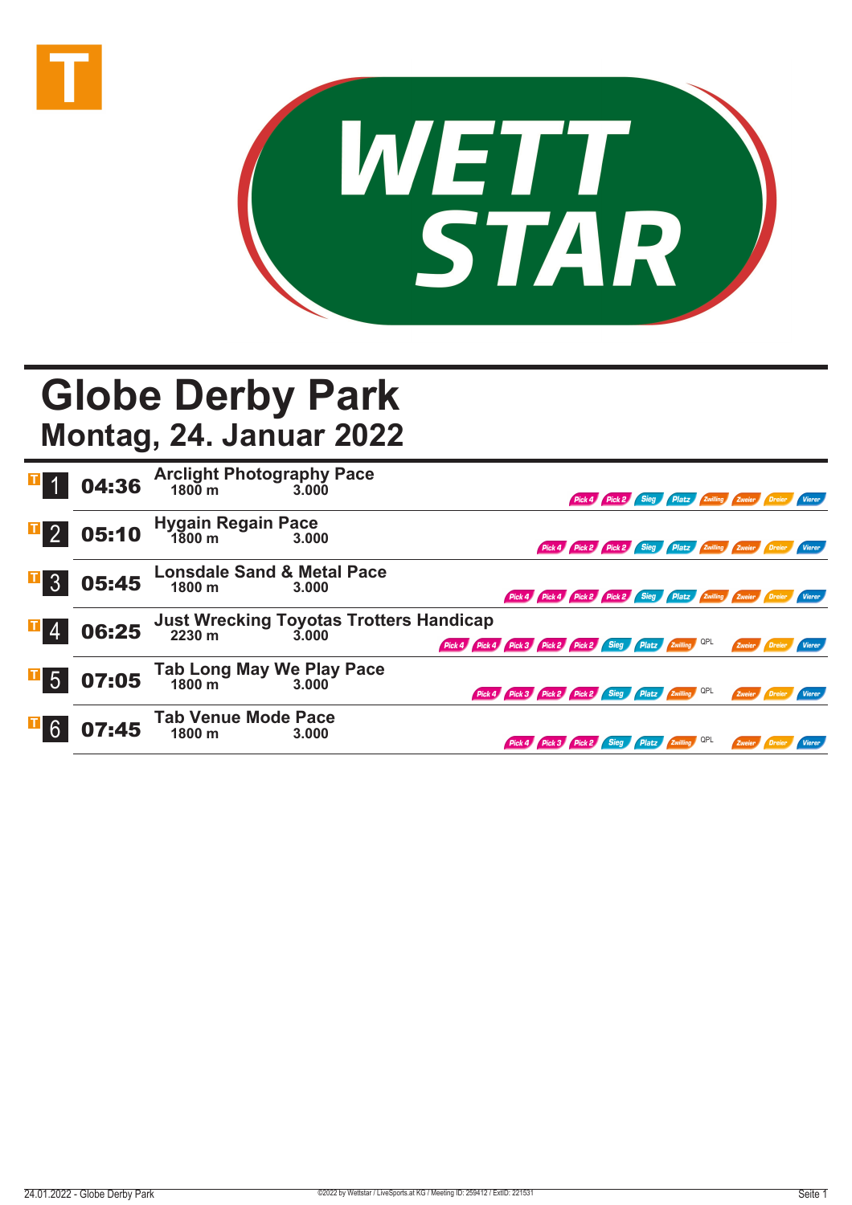# Globe Derby Park

## Montag, 24. Januar 2022

| Nr. | Zeit | Rennen | Distanz | Preisgeld | Wetten |
|---|---|---|---|---|---|
| 1 | 04:36 | Arclight Photography Pace | 1800 m | 3.000 | Pick 4, Pick 2, Sieg, Platz, Zwilling, Zweier, Dreier, Vierer |
| 2 | 05:10 | Hygain Regain Pace | 1800 m | 3.000 | Pick 4, Pick 2, Pick 2, Sieg, Platz, Zwilling, Zweier, Dreier, Vierer |
| 3 | 05:45 | Lonsdale Sand & Metal Pace | 1800 m | 3.000 | Pick 4, Pick 4, Pick 2, Pick 2, Sieg, Platz, Zwilling, Zweier, Dreier, Vierer |
| 4 | 06:25 | Just Wrecking Toyotas Trotters Handicap | 2230 m | 3.000 | Pick 4, Pick 4, Pick 3, Pick 2, Pick 2, Sieg, Platz, Zwilling, QPL, Zweier, Dreier, Vierer |
| 5 | 07:05 | Tab Long May We Play Pace | 1800 m | 3.000 | Pick 4, Pick 3, Pick 2, Pick 2, Sieg, Platz, Zwilling, QPL, Zweier, Dreier, Vierer |
| 6 | 07:45 | Tab Venue Mode Pace | 1800 m | 3.000 | Pick 4, Pick 3, Pick 2, Sieg, Platz, Zwilling, QPL, Zweier, Dreier, Vierer |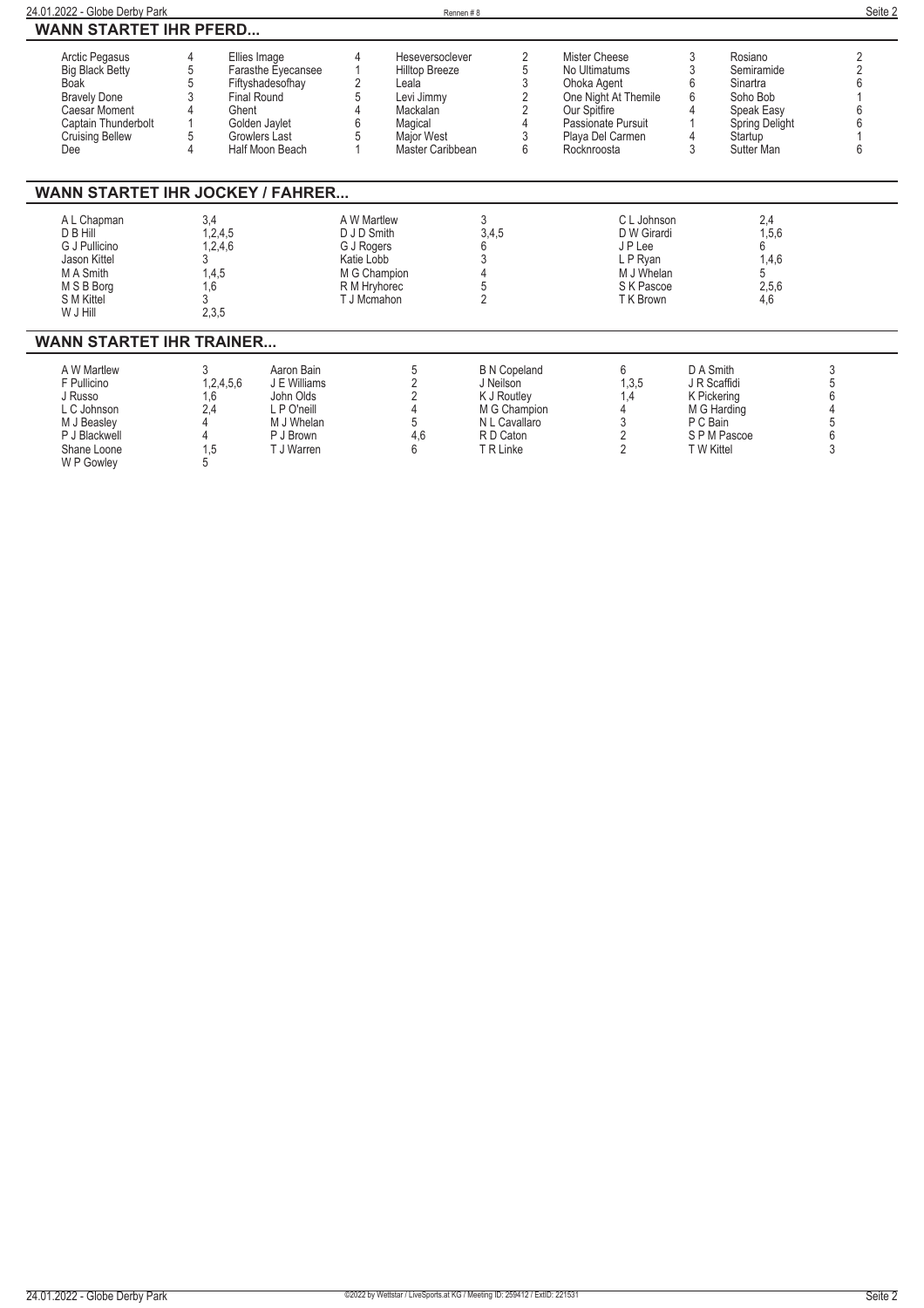## WANN STARTET IHR PFERD...

| Pferd | Rennen | Pferd | Rennen | Pferd | Rennen | Pferd | Rennen | Pferd | Rennen |
|---|---|---|---|---|---|---|---|---|---|
| Arctic Pegasus | 4 | Ellies Image | 4 | Heseversoclever | 2 | Mister Cheese | 3 | Rosiano | 2 |
| Big Black Betty | 5 | Farasthe Eyecansee | 1 | Hilltop Breeze | 5 | No Ultimatums | 3 | Semiramide | 2 |
| Boak | 5 | Fiftyshadesofhay | 2 | Leala | 3 | Ohoka Agent | 6 | Sinartra | 6 |
| Bravely Done | 3 | Final Round | 5 | Levi Jimmy | 2 | One Night At Themile | 6 | Soho Bob | 1 |
| Caesar Moment | 4 | Ghent | 4 | Mackalan | 2 | Our Spitfire | 4 | Speak Easy | 6 |
| Captain Thunderbolt | 1 | Golden Jaylet | 6 | Magical | 4 | Passionate Pursuit | 1 | Spring Delight | 6 |
| Cruising Bellew | 5 | Growlers Last | 5 | Major West | 3 | Playa Del Carmen | 4 | Startup | 1 |
| Dee | 4 | Half Moon Beach | 1 | Master Caribbean | 6 | Rocknroosta | 3 | Sutter Man | 6 |

## WANN STARTET IHR JOCKEY / FAHRER...

| Jockey / Fahrer | Rennen | Jockey / Fahrer | Rennen | Jockey / Fahrer | Rennen |
|---|---|---|---|---|---|
| A L Chapman | 3,4 | A W Martlew | 3 | C L Johnson | 2,4 |
| D B Hill | 1,2,4,5 | D J D Smith | 3,4,5 | D W Girardi | 1,5,6 |
| G J Pullicino | 1,2,4,6 | G J Rogers | 6 | J P Lee | 6 |
| Jason Kittel | 3 | Katie Lobb | 3 | L P Ryan | 1,4,6 |
| M A Smith | 1,4,5 | M G Champion | 4 | M J Whelan | 5 |
| M S B Borg | 1,6 | R M Hryhorec | 5 | S K Pascoe | 2,5,6 |
| S M Kittel | 3 | T J Mcmahon | 2 | T K Brown | 4,6 |
| W J Hill | 2,3,5 | | | | |

## WANN STARTET IHR TRAINER...

| Trainer | Rennen | Trainer | Rennen | Trainer | Rennen | Trainer | Rennen |
|---|---|---|---|---|---|---|---|
| A W Martlew | 3 | Aaron Bain | 5 | B N Copeland | 6 | D A Smith | 3 |
| F Pullicino | 1,2,4,5,6 | J E Williams | 2 | J Neilson | 1,3,5 | J R Scaffidi | 5 |
| J Russo | 1,6 | John Olds | 2 | K J Routley | 1,4 | K Pickering | 6 |
| L C Johnson | 2,4 | L P O'neill | 4 | M G Champion | 4 | M G Harding | 4 |
| M J Beasley | 4 | M J Whelan | 5 | N L Cavallaro | 3 | P C Bain | 5 |
| P J Blackwell | 4 | P J Brown | 4,6 | R D Caton | 2 | S P M Pascoe | 6 |
| Shane Loone | 1,5 | T J Warren | 6 | T R Linke | 2 | T W Kittel | 3 |
| W P Gowley | 5 | | | | | | |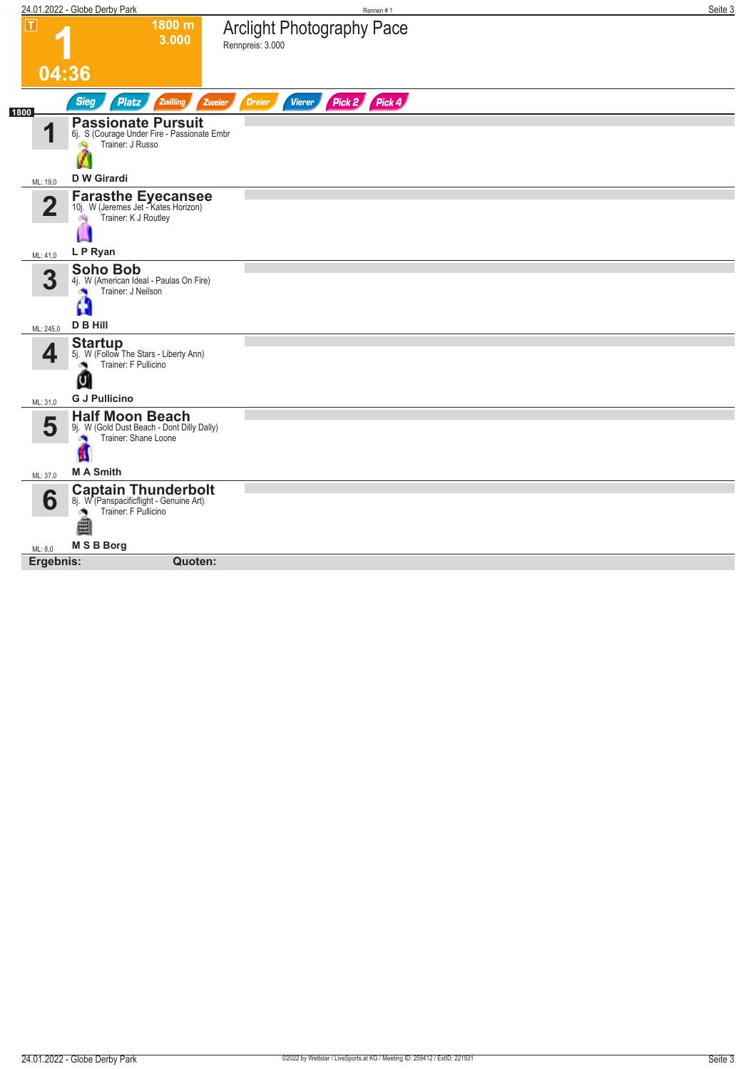# 1 — Arclight Photography Pace

**1800 m** | **3.000** | **04:36**

Rennpreis: 3.000

Sieg | Platz | Zwilling | Zweier | Dreier | Vierer | Pick 2 | Pick 4

**1800**

| Nr. | Pferd | Details | Fahrer | ML |
|---|---|---|---|---|
| 1 | **Passionate Pursuit** | 6j. S (Courage Under Fire - Passionate Embr) Trainer: J Russo | **D W Girardi** | ML: 19,0 |
| 2 | **Farasthe Eyecansee** | 10j. W (Jeremes Jet - Kates Horizon) Trainer: K J Routley | **L P Ryan** | ML: 41,0 |
| 3 | **Soho Bob** | 4j. W (American Ideal - Paulas On Fire) Trainer: J Neilson | **D B Hill** | ML: 245,0 |
| 4 | **Startup** | 5j. W (Follow The Stars - Liberty Ann) Trainer: F Pullicino | **G J Pullicino** | ML: 31,0 |
| 5 | **Half Moon Beach** | 9j. W (Gold Dust Beach - Dont Dilly Dally) Trainer: Shane Loone | **M A Smith** | ML: 37,0 |
| 6 | **Captain Thunderbolt** | 8j. W (Panspacificflight - Genuine Art) Trainer: F Pullicino | **M S B Borg** | ML: 8,0 |

**Ergebnis:** **Quoten:**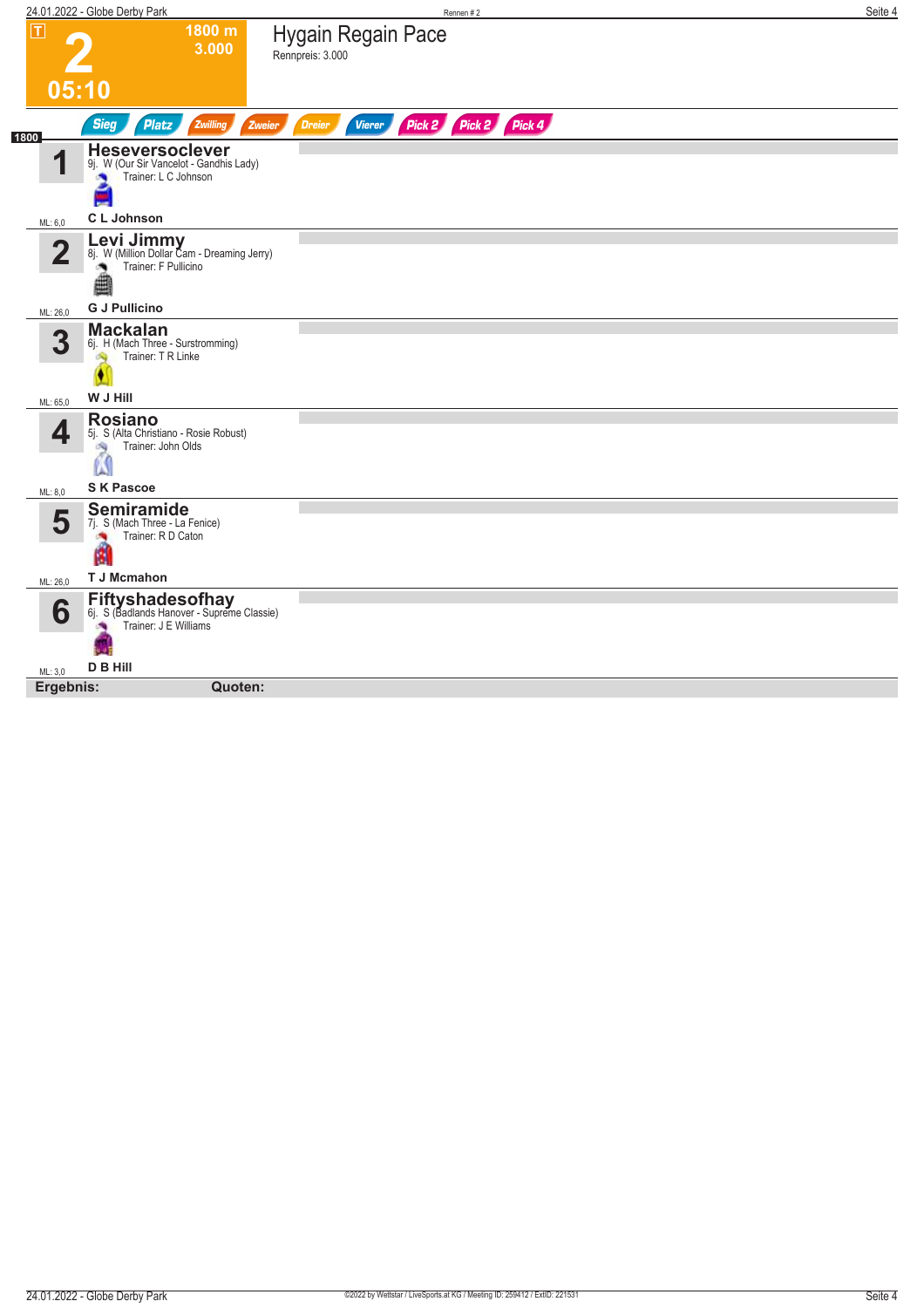# 2

T

1800 m
3.000

05:10

## Hygain Regain Pace

Rennpreis: 3.000

Sieg | Platz | Zwilling | Zweier | Dreier | Vierer | Pick 2 | Pick 2 | Pick 4

1800

| Nr. | Pferd | ML |
|---|---|---|
| 1 | **Heseversoclever**<br>9j. W (Our Sir Vancelot - Gandhis Lady)<br>Trainer: L C Johnson<br>**C L Johnson** | ML: 6,0 |
| 2 | **Levi Jimmy**<br>8j. W (Million Dollar Cam - Dreaming Jerry)<br>Trainer: F Pullicino<br>**G J Pullicino** | ML: 26,0 |
| 3 | **Mackalan**<br>6j. H (Mach Three - Surstromming)<br>Trainer: T R Linke<br>**W J Hill** | ML: 65,0 |
| 4 | **Rosiano**<br>5j. S (Alta Christiano - Rosie Robust)<br>Trainer: John Olds<br>**S K Pascoe** | ML: 8,0 |
| 5 | **Semiramide**<br>7j. S (Mach Three - La Fenice)<br>Trainer: R D Caton<br>**T J Mcmahon** | ML: 26,0 |
| 6 | **Fiftyshadesofhay**<br>6j. S (Badlands Hanover - Supreme Classie)<br>Trainer: J E Williams<br>**D B Hill** | ML: 3,0 |

**Ergebnis:** **Quoten:**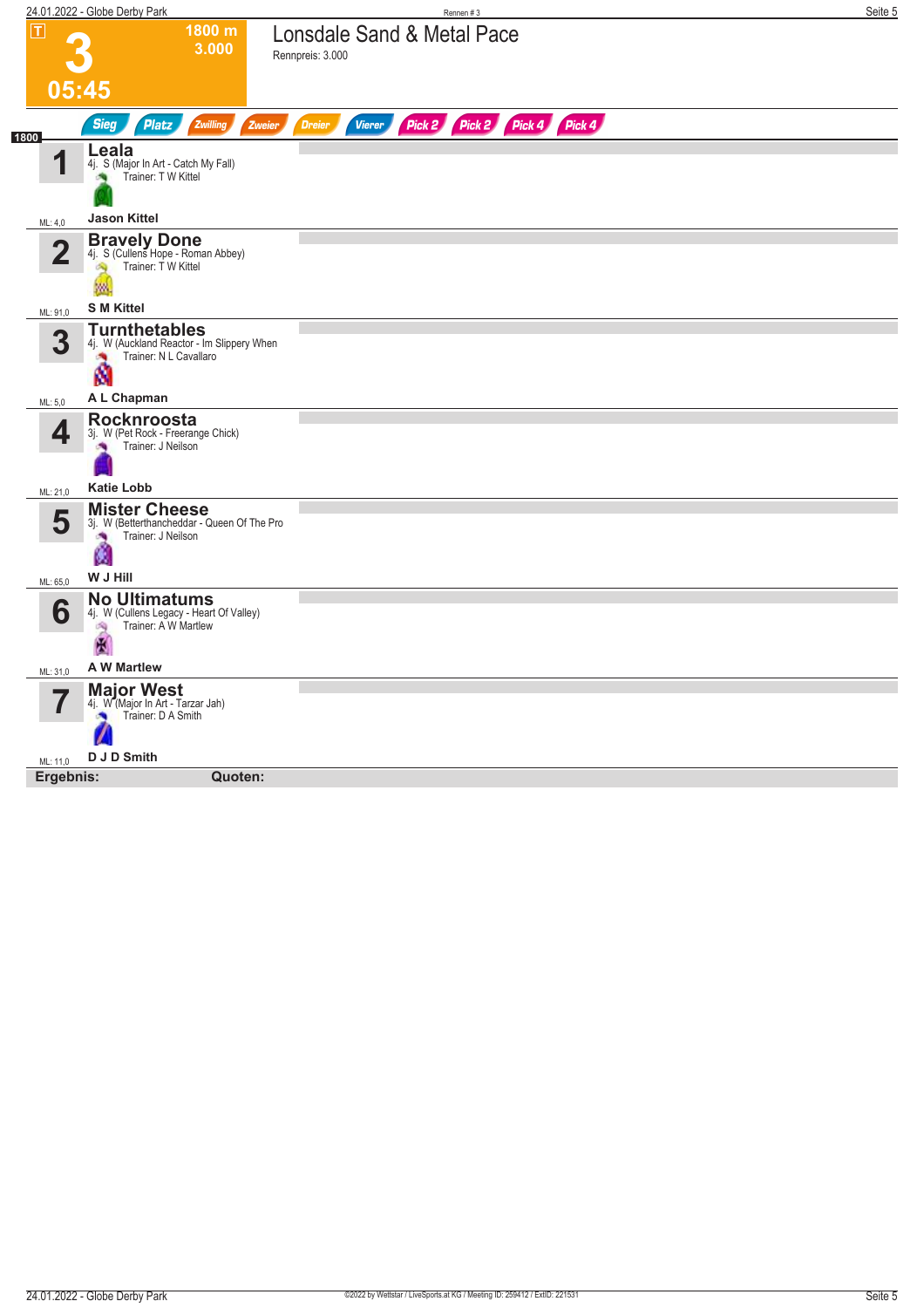# 3 — Lonsdale Sand & Metal Pace

T | 1800 m | 3.000 | 05:45

Rennpreis: 3.000

Sieg | Platz | Zwilling | Zweier | Dreier | Vierer | Pick 2 | Pick 2 | Pick 4 | Pick 4

**1800**

| Nr. | Pferd | Details | Fahrer | ML |
|---|---|---|---|---|
| 1 | **Leala** | 4j. S (Major In Art - Catch My Fall) Trainer: T W Kittel | Jason Kittel | 4,0 |
| 2 | **Bravely Done** | 4j. S (Cullens Hope - Roman Abbey) Trainer: T W Kittel | S M Kittel | 91,0 |
| 3 | **Turnthetables** | 4j. W (Auckland Reactor - Im Slippery When Trainer: N L Cavallaro | A L Chapman | 5,0 |
| 4 | **Rocknroosta** | 3j. W (Pet Rock - Freerange Chick) Trainer: J Neilson | Katie Lobb | 21,0 |
| 5 | **Mister Cheese** | 3j. W (Betterthancheddar - Queen Of The Pro Trainer: J Neilson | W J Hill | 65,0 |
| 6 | **No Ultimatums** | 4j. W (Cullens Legacy - Heart Of Valley) Trainer: A W Martlew | A W Martlew | 31,0 |
| 7 | **Major West** | 4j. W (Major In Art - Tarzar Jah) Trainer: D A Smith | D J D Smith | 11,0 |

**Ergebnis:** | **Quoten:**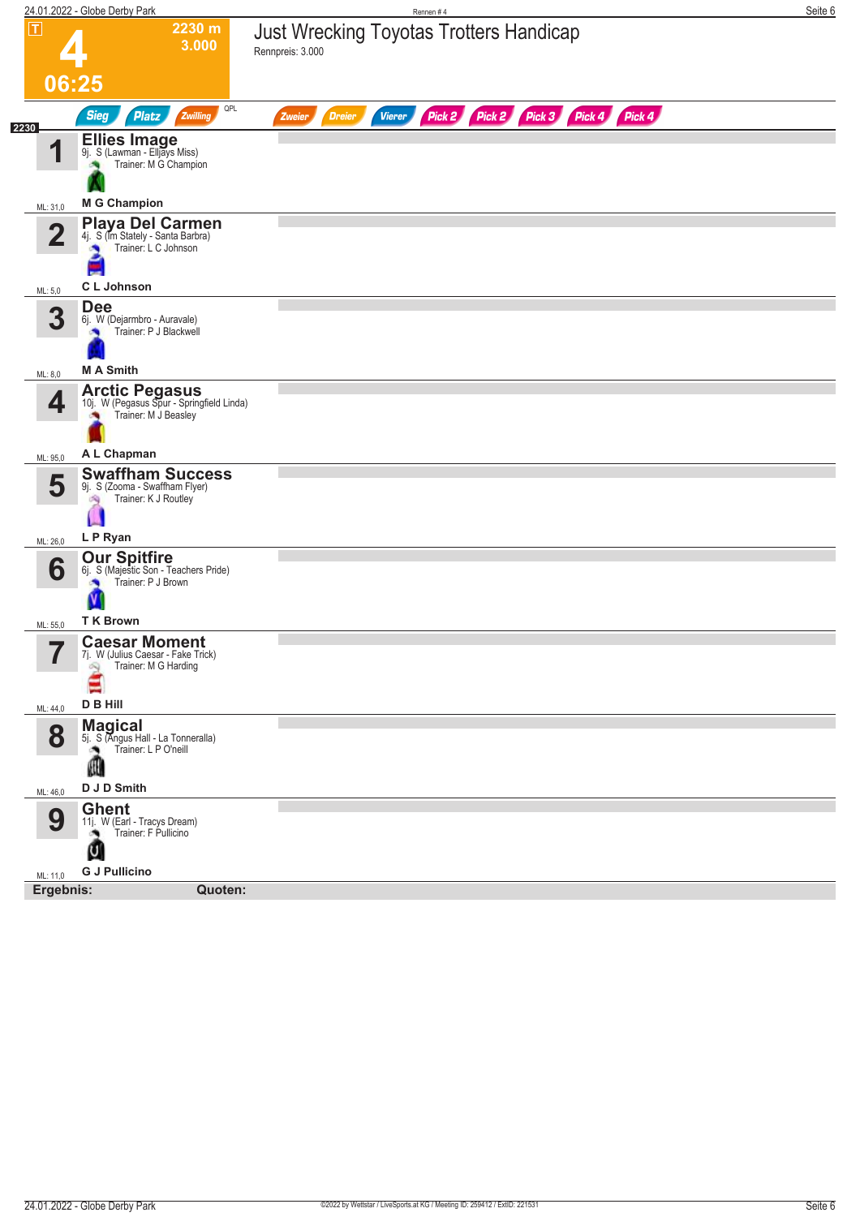# 4

**2230 m**
**3.000**

**06:25**

## Just Wrecking Toyotas Trotters Handicap

Rennpreis: 3.000

Sieg | Platz | Zwilling | QPL | Zweier | Dreier | Vierer | Pick 2 | Pick 2 | Pick 3 | Pick 4 | Pick 4

**2230**

| Nr. | Pferd | Fahrer | ML |
|---|---|---|---|
| 1 | **Ellies Image**<br>9j. S (Lawman - Elljays Miss)<br>Trainer: M G Champion | **M G Champion** | ML: 31,0 |
| 2 | **Playa Del Carmen**<br>4j. S (Im Stately - Santa Barbra)<br>Trainer: L C Johnson | **C L Johnson** | ML: 5,0 |
| 3 | **Dee**<br>6j. W (Dejarmbro - Auravale)<br>Trainer: P J Blackwell | **M A Smith** | ML: 8,0 |
| 4 | **Arctic Pegasus**<br>10j. W (Pegasus Spur - Springfield Linda)<br>Trainer: M J Beasley | **A L Chapman** | ML: 95,0 |
| 5 | **Swaffham Success**<br>9j. S (Zooma - Swaffham Flyer)<br>Trainer: K J Routley | **L P Ryan** | ML: 26,0 |
| 6 | **Our Spitfire**<br>6j. S (Majestic Son - Teachers Pride)<br>Trainer: P J Brown | **T K Brown** | ML: 55,0 |
| 7 | **Caesar Moment**<br>7j. W (Julius Caesar - Fake Trick)<br>Trainer: M G Harding | **D B Hill** | ML: 44,0 |
| 8 | **Magical**<br>5j. S (Angus Hall - La Tonneralla)<br>Trainer: L P O'neill | **D J D Smith** | ML: 46,0 |
| 9 | **Ghent**<br>11j. W (Earl - Tracys Dream)<br>Trainer: F Pullicino | **G J Pullicino** | ML: 11,0 |

**Ergebnis:** **Quoten:**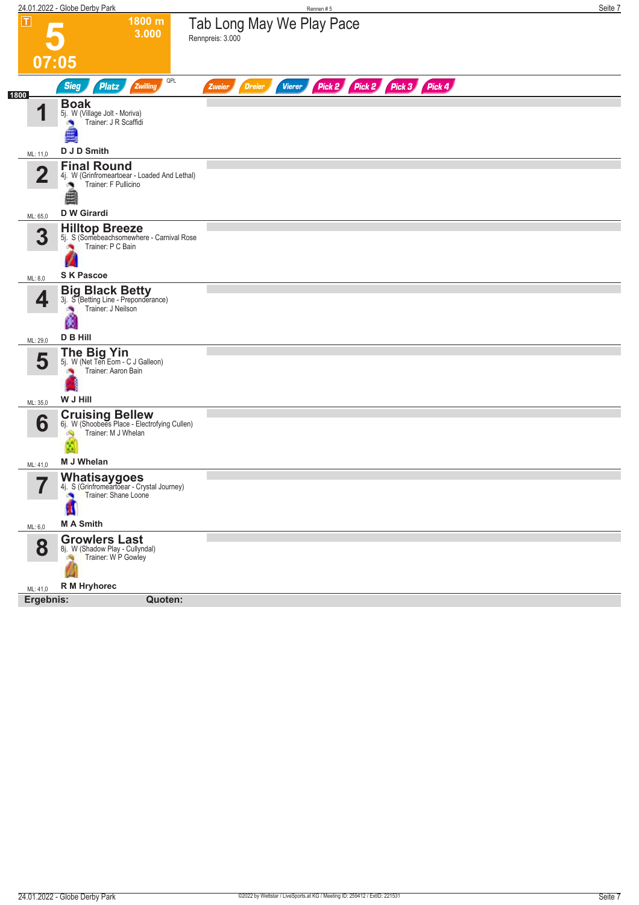# 5 — Tab Long May We Play Pace

**1800 m** | **3.000** | **07:05**

Rennpreis: 3.000

Sieg | Platz | Zwilling | QPL | Zweier | Dreier | Vierer | Pick 2 | Pick 2 | Pick 3 | Pick 4

**1800**

| Nr. | Pferd | Abstammung | Trainer | Fahrer | ML |
|---|---|---|---|---|---|
| 1 | **Boak** | 5j. W (Village Jolt - Moriva) | J R Scaffidi | D J D Smith | 11,0 |
| 2 | **Final Round** | 4j. W (Grinfromeartoear - Loaded And Lethal) | F Pullicino | D W Girardi | 65,0 |
| 3 | **Hilltop Breeze** | 5j. S (Somebeachsomewhere - Carnival Rose | P C Bain | S K Pascoe | 8,0 |
| 4 | **Big Black Betty** | 3j. S (Betting Line - Preponderance) | J Neilson | D B Hill | 29,0 |
| 5 | **The Big Yin** | 5j. W (Net Ten Eom - C J Galleon) | Aaron Bain | W J Hill | 35,0 |
| 6 | **Cruising Bellew** | 6j. W (Shoobees Place - Electrofying Cullen) | M J Whelan | M J Whelan | 41,0 |
| 7 | **Whatisaygoes** | 4j. S (Grinfromeartoear - Crystal Journey) | Shane Loone | M A Smith | 6,0 |
| 8 | **Growlers Last** | 8j. W (Shadow Play - Cullyndal) | W P Gowley | R M Hryhorec | 41,0 |

**Ergebnis:** **Quoten:**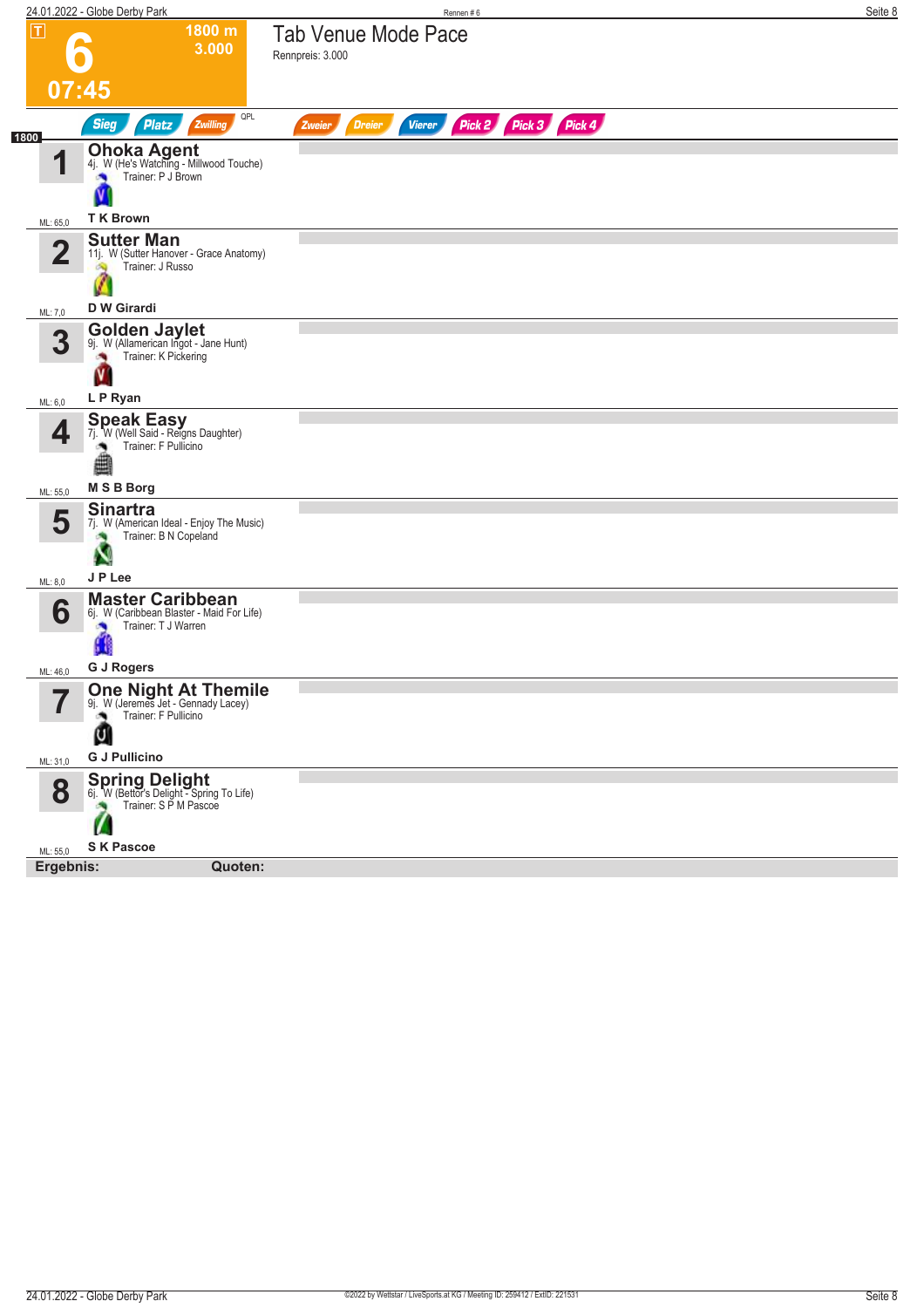# 6 — Tab Venue Mode Pace

1800 m
3.000

07:45

Rennpreis: 3.000

Sieg | Platz | Zwilling | QPL | Zweier | Dreier | Vierer | Pick 2 | Pick 3 | Pick 4

1800

| Nr. | Pferd | Details | Fahrer | ML |
|---|---|---|---|---|
| 1 | **Ohoka Agent** | 4j. W (He's Watching - Millwood Touche) Trainer: P J Brown | T K Brown | ML: 65,0 |
| 2 | **Sutter Man** | 11j. W (Sutter Hanover - Grace Anatomy) Trainer: J Russo | D W Girardi | ML: 7,0 |
| 3 | **Golden Jaylet** | 9j. W (Allamerican Ingot - Jane Hunt) Trainer: K Pickering | L P Ryan | ML: 6,0 |
| 4 | **Speak Easy** | 7j. W (Well Said - Reigns Daughter) Trainer: F Pullicino | M S B Borg | ML: 55,0 |
| 5 | **Sinartra** | 7j. W (American Ideal - Enjoy The Music) Trainer: B N Copeland | J P Lee | ML: 8,0 |
| 6 | **Master Caribbean** | 6j. W (Caribbean Blaster - Maid For Life) Trainer: T J Warren | G J Rogers | ML: 46,0 |
| 7 | **One Night At Themile** | 9j. W (Jeremes Jet - Gennady Lacey) Trainer: F Pullicino | G J Pullicino | ML: 31,0 |
| 8 | **Spring Delight** | 6j. W (Bettor's Delight - Spring To Life) Trainer: S P M Pascoe | S K Pascoe | ML: 55,0 |

**Ergebnis:** **Quoten:**